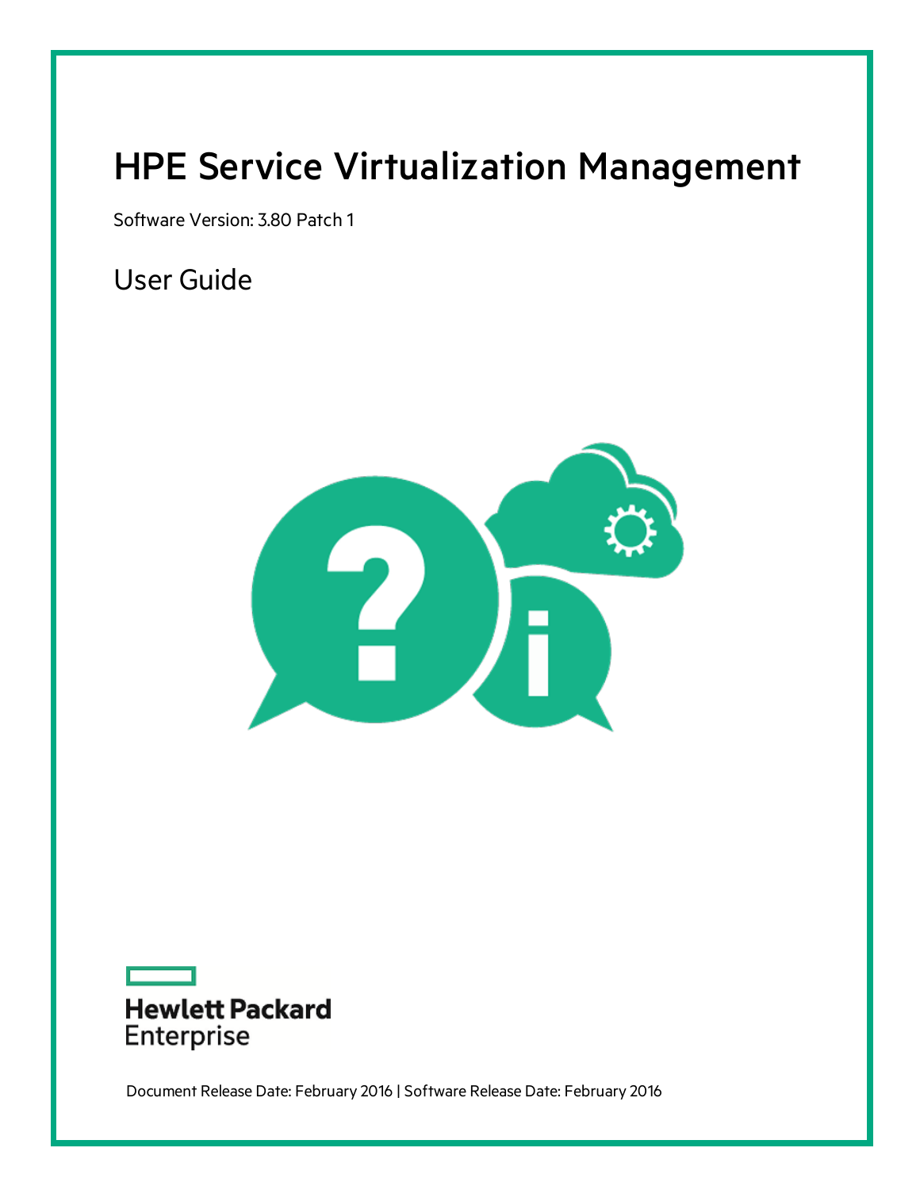# HPE Service Virtualization Management

Software Version: 3.80 Patch 1

## User Guide

Hewlett Packard Enterprise

Document Release Date: February 2016 | Software Release Date: February 2016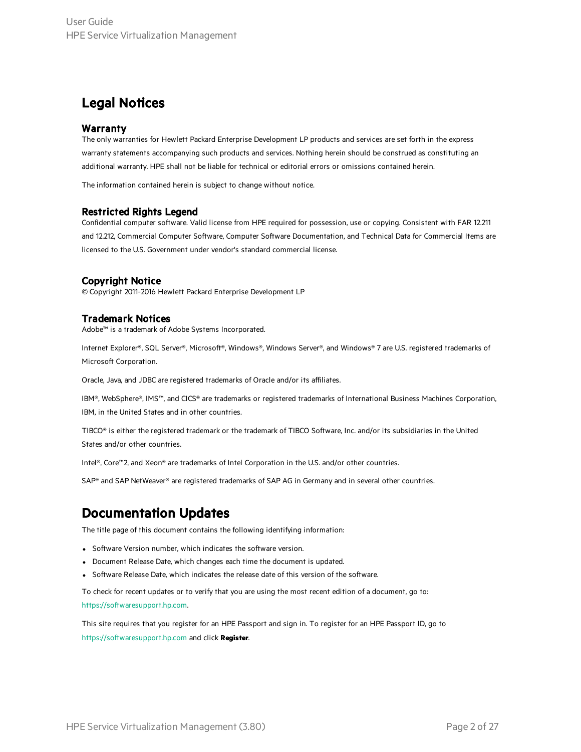# Legal Notices

## Warranty

The only warranties for Hewlett Packard Enterprise Development LP products and services are set forth in the express warranty statements accompanying such products and services. Nothing herein should be construed as constituting an additional warranty. HPE shall not be liable for technical or editorial errors or omissions contained herein.

The information contained herein is subject to change without notice.

## Restricted Rights Legend

Confidential computer software. Valid license from HPE required for possession, use or copying. Consistent with FAR 12.211 and 12.212, Commercial Computer Software, Computer Software Documentation, and Technical Data for Commercial Items are licensed to the U.S. Government under vendor's standard commercial license.

## Copyright Notice

© Copyright 2011-2016 Hewlett Packard Enterprise Development LP

## Trademark Notices

Adobe™ is a trademark of Adobe Systems Incorporated.

Internet Explorer®, SQL Server®, Microsoft®, Windows®, Windows Server®, and Windows® 7 are U.S. registered trademarks of Microsoft Corporation.

Oracle, Java, and JDBC are registered trademarks of Oracle and/or its affiliates.

IBM®, WebSphere®, IMS™, and CICS® are trademarks or registered trademarks of International Business Machines Corporation, IBM, in the United States and in other countries.

TIBCO® is either the registered trademark or the trademark of TIBCO Software, Inc. and/or its subsidiaries in the United States and/or other countries.

Intel®, Core™2, and Xeon® are trademarks of Intel Corporation in the U.S. and/or other countries.

SAP® and SAP NetWeaver® are registered trademarks of SAP AG in Germany and in several other countries.

# Documentation Updates

The title page of this document contains the following identifying information:

- Software Version number, which indicates the software version.
- Document Release Date, which changes each time the document is updated.
- Software Release Date, which indicates the release date of this version of the software.

To check for recent updates or to verify that you are using the most recent edition of a document, go to: https://softwaresupport.hp.com.

This site requires that you register for an HPE Passport and sign in. To register for an HPE Passport ID, go to https://softwaresupport.hp.com and click **Register**.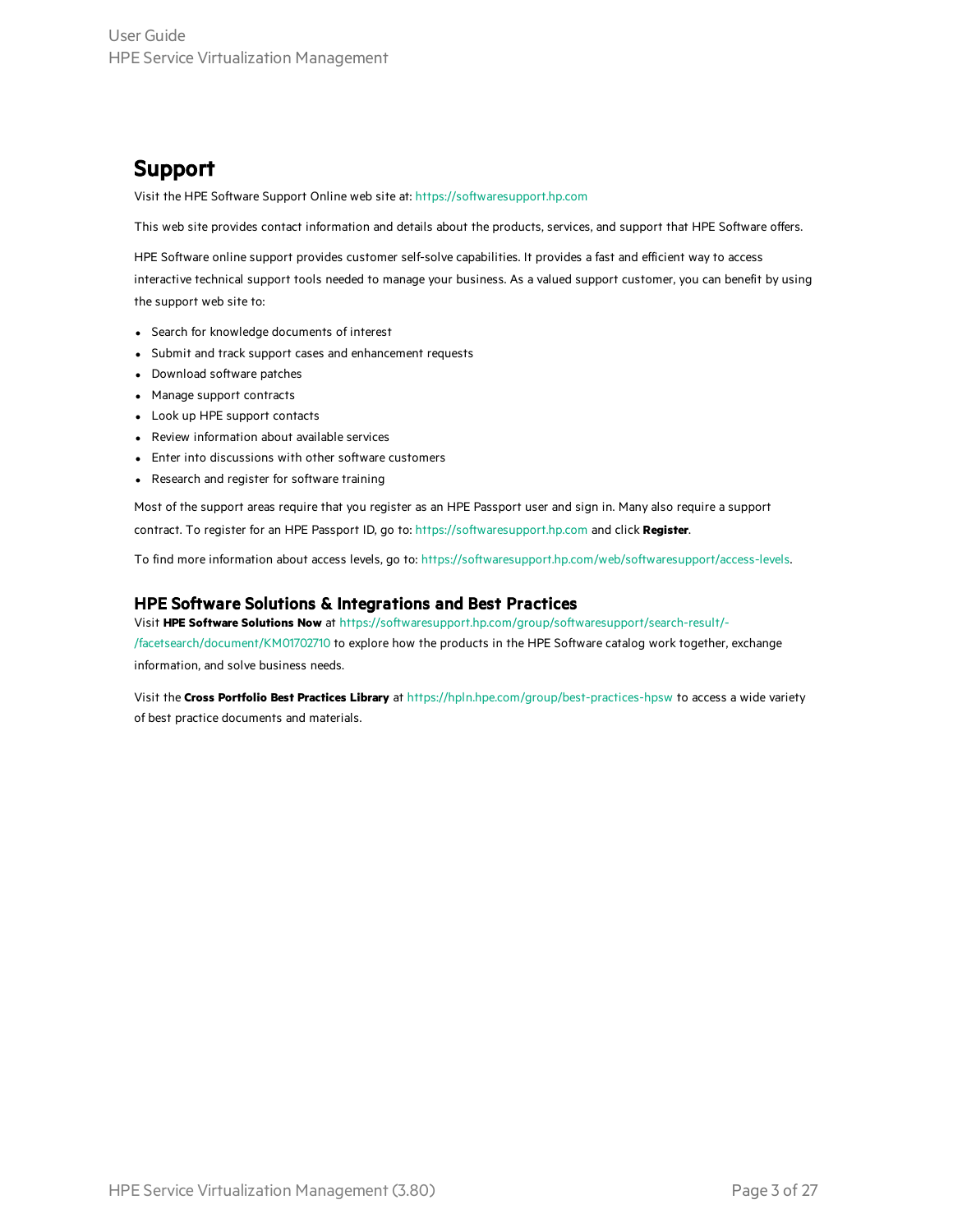# Support

Visit the HPE Software Support Online web site at: https://softwaresupport.hp.com

This web site provides contact information and details about the products, services, and support that HPE Software offers.

HPE Software online support provides customer self-solve capabilities. It provides a fast and efficient way to access interactive technical support tools needed to manage your business. As a valued support customer, you can benefit by using the support web site to:

- Search for knowledge documents of interest
- Submit and track support cases and enhancement requests
- Download software patches
- Manage support contracts
- Look up HPE support contacts
- Review information about available services
- Enter into discussions with other software customers
- Research and register for software training

Most of the support areas require that you register as an HPE Passport user and sign in. Many also require a support contract. To register for an HPE Passport ID, go to: https://softwaresupport.hp.com and click **Register**.

To find more information about access levels, go to: https://softwaresupport.hp.com/web/softwaresupport/access-levels.

## HPE Software Solutions & Integrations and Best Practices

Visit **HPE Software Solutions Now** at https://softwaresupport.hp.com/group/softwaresupport/search-result/-/facetsearch/document/KM01702710 to explore how the products in the HPE Software catalog work together, exchange information, and solve business needs.

Visit the **Cross Portfolio Best Practices Library** at https://hpln.hpe.com/group/best-practices-hpsw to access a wide variety of best practice documents and materials.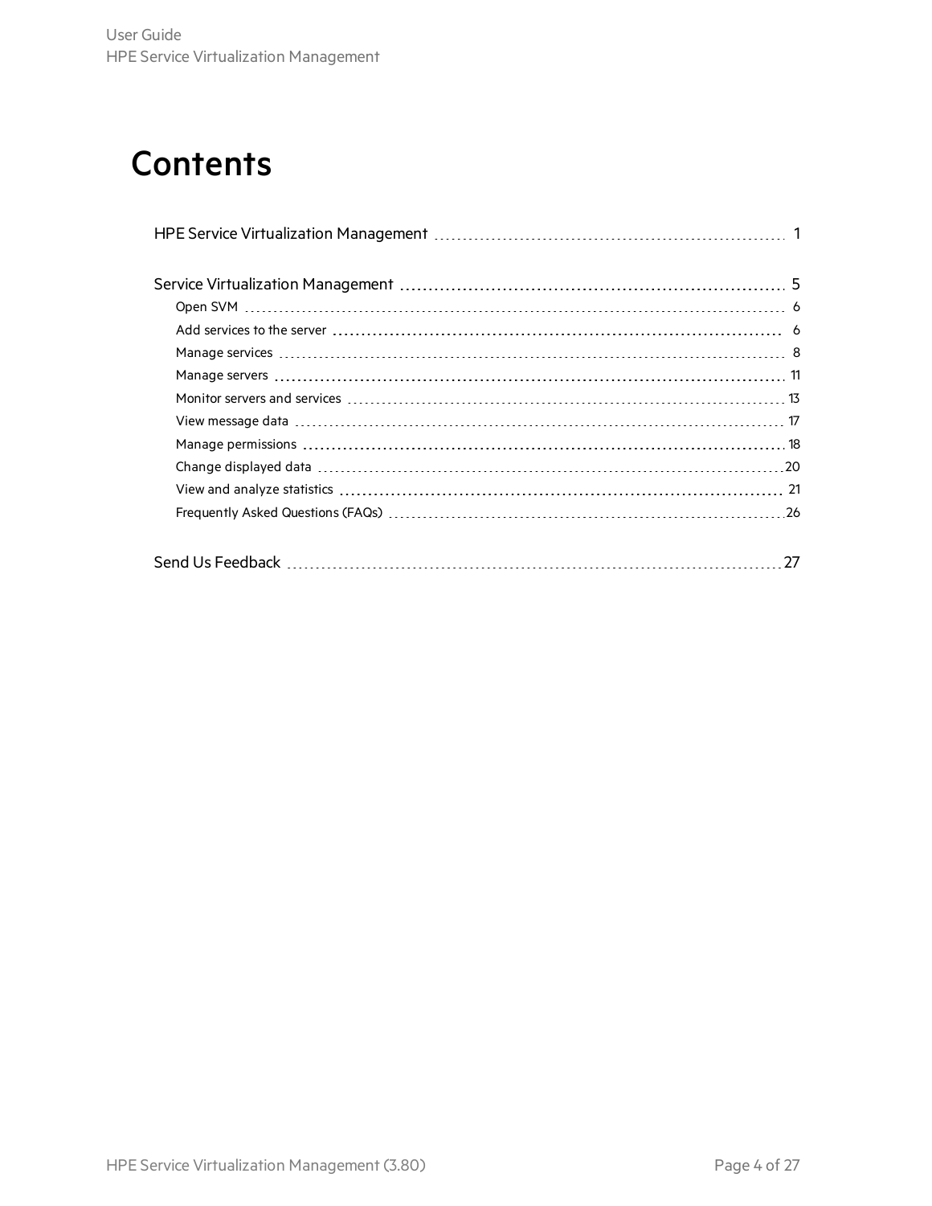# Contents

HPE Service Virtualization Management ..... 1

Service Virtualization Management ..... 5

- Open SVM ..... 6
- Add services to the server ..... 6
- Manage services ..... 8
- Manage servers ..... 11
- Monitor servers and services ..... 13
- View message data ..... 17
- Manage permissions ..... 18
- Change displayed data ..... 20
- View and analyze statistics ..... 21
- Frequently Asked Questions (FAQs) ..... 26

Send Us Feedback ..... 27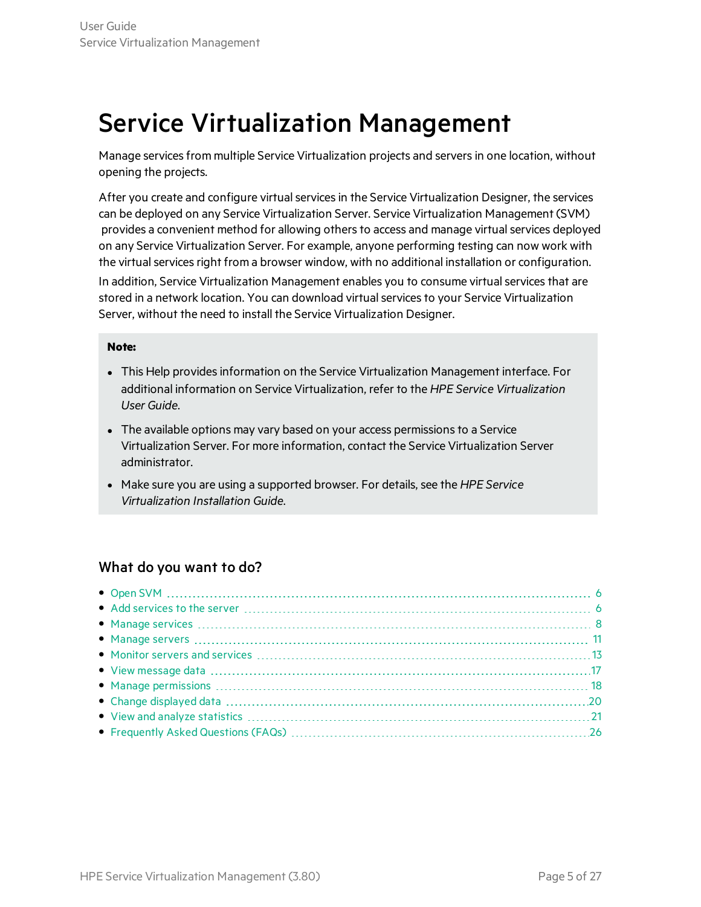# Service Virtualization Management

Manage services from multiple Service Virtualization projects and servers in one location, without opening the projects.

After you create and configure virtual services in the Service Virtualization Designer, the services can be deployed on any Service Virtualization Server. Service Virtualization Management (SVM) provides a convenient method for allowing others to access and manage virtual services deployed on any Service Virtualization Server. For example, anyone performing testing can now work with the virtual services right from a browser window, with no additional installation or configuration.

In addition, Service Virtualization Management enables you to consume virtual services that are stored in a network location. You can download virtual services to your Service Virtualization Server, without the need to install the Service Virtualization Designer.

**Note:**

- This Help provides information on the Service Virtualization Management interface. For additional information on Service Virtualization, refer to the *HPE Service Virtualization User Guide*.
- The available options may vary based on your access permissions to a Service Virtualization Server. For more information, contact the Service Virtualization Server administrator.
- Make sure you are using a supported browser. For details, see the *HPE Service Virtualization Installation Guide*.

## What do you want to do?

- Open SVM ........ 6
- Add services to the server ........ 6
- Manage services ........ 8
- Manage servers ........ 11
- Monitor servers and services ........ 13
- View message data ........ 17
- Manage permissions ........ 18
- Change displayed data ........ 20
- View and analyze statistics ........ 21
- Frequently Asked Questions (FAQs) ........ 26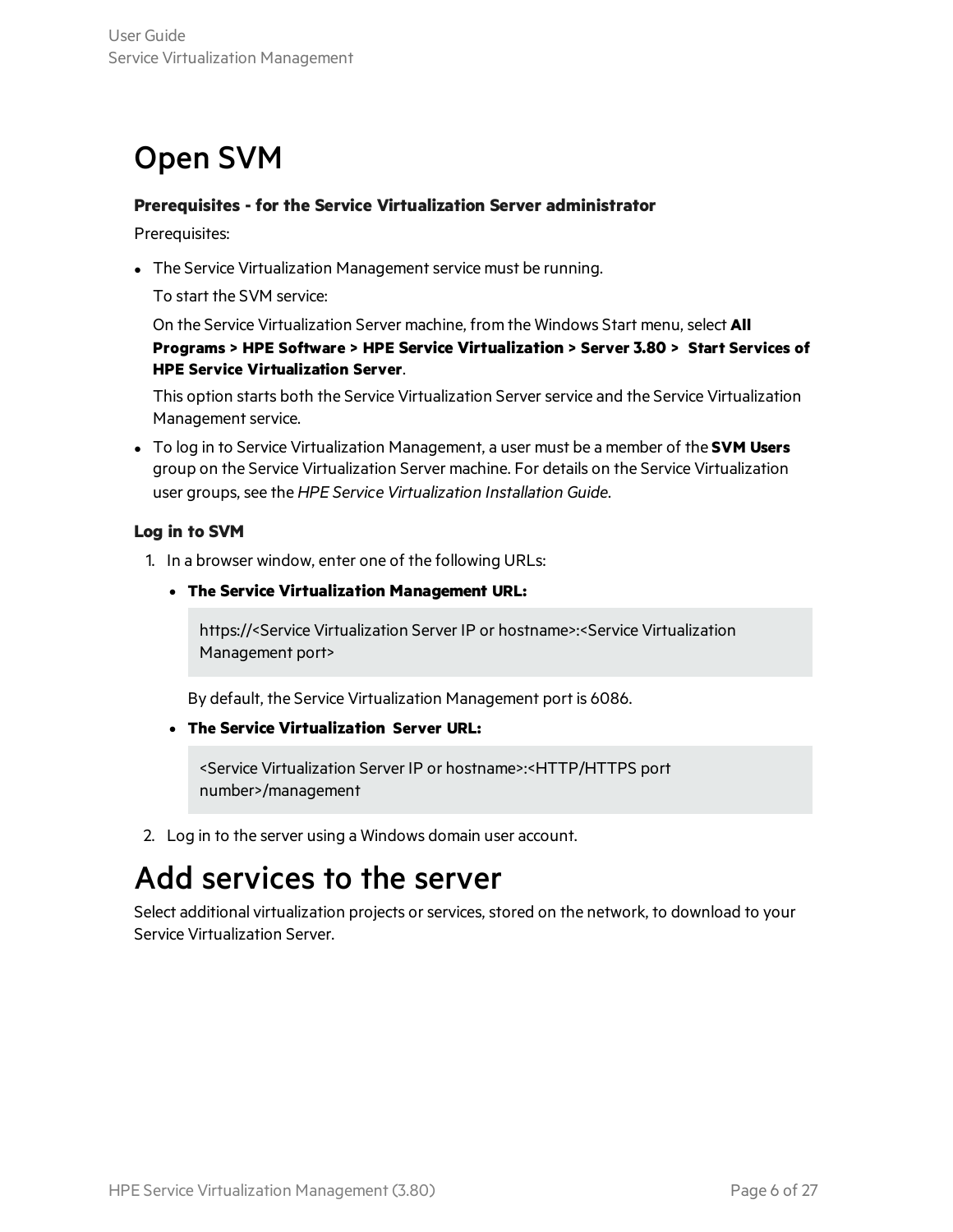# Open SVM

**Prerequisites - for the Service Virtualization Server administrator**

Prerequisites:

- The Service Virtualization Management service must be running.

  To start the SVM service:

  On the Service Virtualization Server machine, from the Windows Start menu, select **All Programs > HPE Software > HPE Service Virtualization > Server 3.80 > Start Services of HPE Service Virtualization Server**.

  This option starts both the Service Virtualization Server service and the Service Virtualization Management service.

- To log in to Service Virtualization Management, a user must be a member of the **SVM Users** group on the Service Virtualization Server machine. For details on the Service Virtualization user groups, see the *HPE Service Virtualization Installation Guide*.

**Log in to SVM**

1. In a browser window, enter one of the following URLs:
   - **The Service Virtualization Management URL:**

     ```
     https://<Service Virtualization Server IP or hostname>:<Service Virtualization Management port>
     ```

     By default, the Service Virtualization Management port is 6086.

   - **The Service Virtualization Server URL:**

     ```
     <Service Virtualization Server IP or hostname>:<HTTP/HTTPS port number>/management
     ```

2. Log in to the server using a Windows domain user account.

# Add services to the server

Select additional virtualization projects or services, stored on the network, to download to your Service Virtualization Server.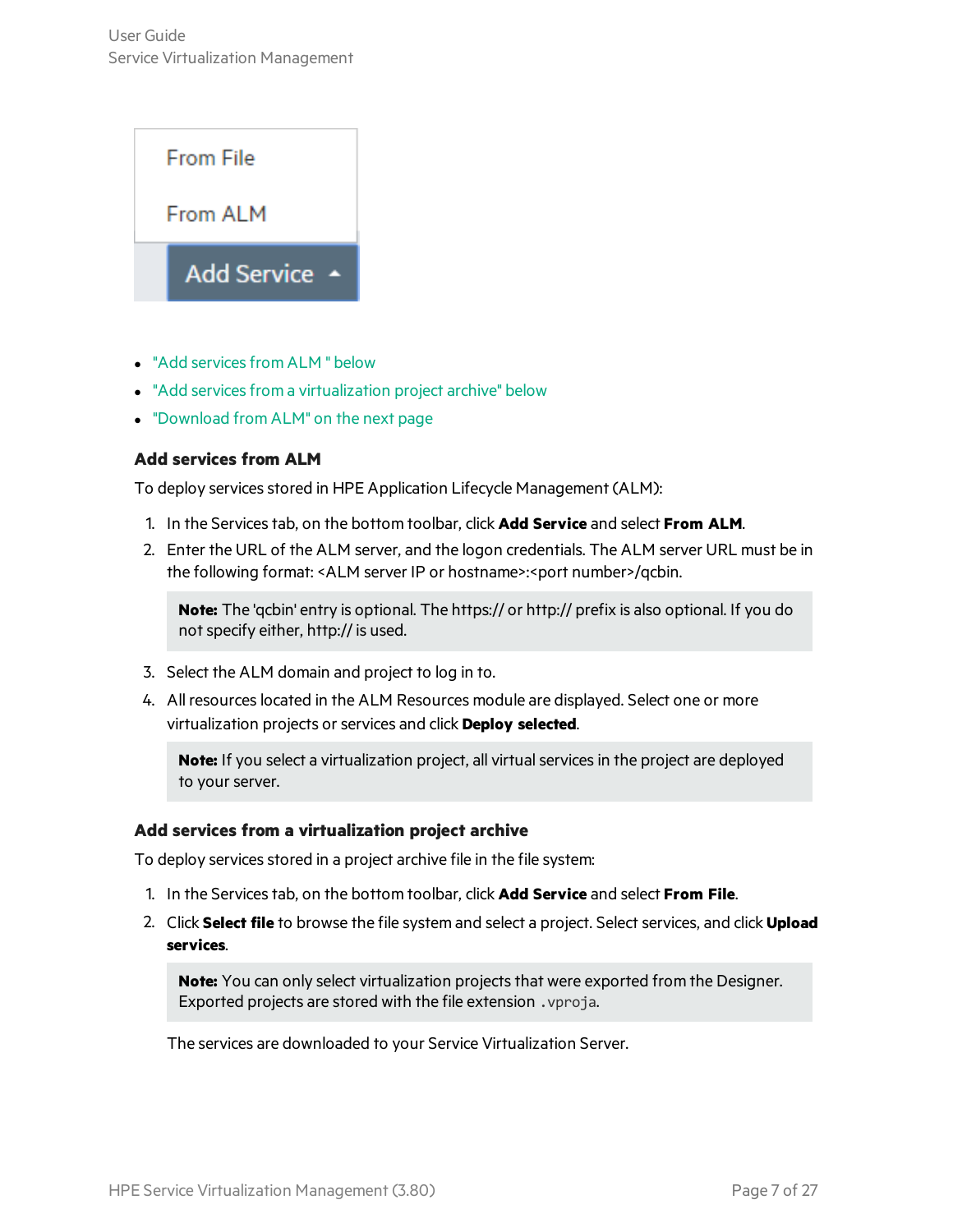From File

From ALM

Add Service ▲

- "Add services from ALM " below
- "Add services from a virtualization project archive" below
- "Download from ALM" on the next page

### Add services from ALM

To deploy services stored in HPE Application Lifecycle Management (ALM):

1. In the Services tab, on the bottom toolbar, click **Add Service** and select **From ALM**.
2. Enter the URL of the ALM server, and the logon credentials. The ALM server URL must be in the following format: <ALM server IP or hostname>:<port number>/qcbin.

   > **Note:** The 'qcbin' entry is optional. The https:// or http:// prefix is also optional. If you do not specify either, http:// is used.

3. Select the ALM domain and project to log in to.
4. All resources located in the ALM Resources module are displayed. Select one or more virtualization projects or services and click **Deploy selected**.

   > **Note:** If you select a virtualization project, all virtual services in the project are deployed to your server.

### Add services from a virtualization project archive

To deploy services stored in a project archive file in the file system:

1. In the Services tab, on the bottom toolbar, click **Add Service** and select **From File**.
2. Click **Select file** to browse the file system and select a project. Select services, and click **Upload services**.

   > **Note:** You can only select virtualization projects that were exported from the Designer. Exported projects are stored with the file extension `.vproja`.

   The services are downloaded to your Service Virtualization Server.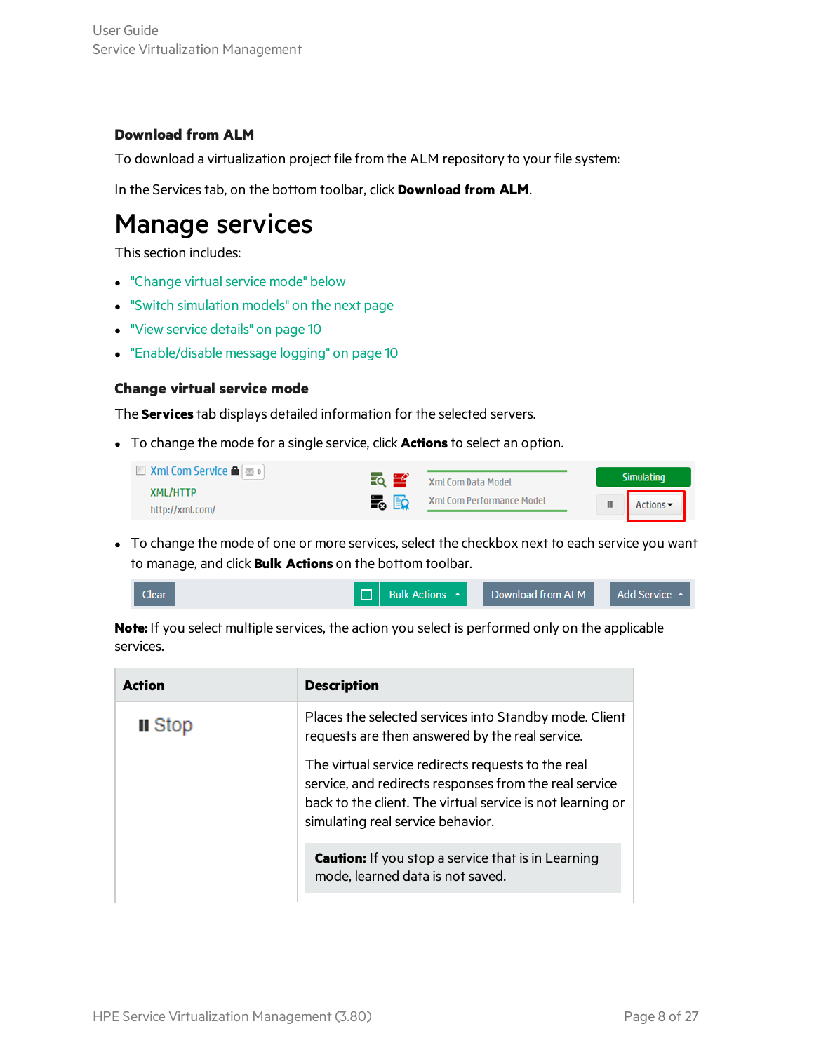### Download from ALM

To download a virtualization project file from the ALM repository to your file system:

In the Services tab, on the bottom toolbar, click **Download from ALM**.

# Manage services

This section includes:

- "Change virtual service mode" below
- "Switch simulation models" on the next page
- "View service details" on page 10
- "Enable/disable message logging" on page 10

### Change virtual service mode

The **Services** tab displays detailed information for the selected servers.

- To change the mode for a single service, click **Actions** to select an option.

- To change the mode of one or more services, select the checkbox next to each service you want to manage, and click **Bulk Actions** on the bottom toolbar.

**Note:** If you select multiple services, the action you select is performed only on the applicable services.

| Action | Description |
| --- | --- |
| Stop | Places the selected services into Standby mode. Client requests are then answered by the real service.<br><br>The virtual service redirects requests to the real service, and redirects responses from the real service back to the client. The virtual service is not learning or simulating real service behavior.<br><br>**Caution:** If you stop a service that is in Learning mode, learned data is not saved. |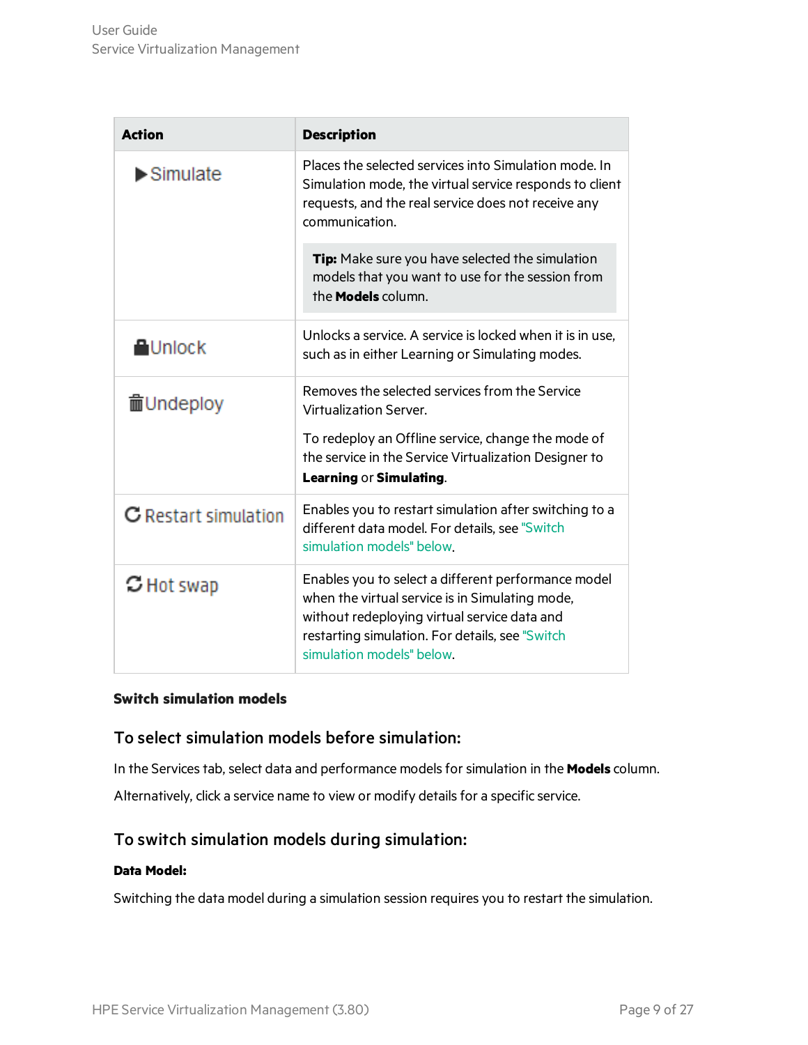| Action | Description |
| --- | --- |
| ▶Simulate | Places the selected services into Simulation mode. In Simulation mode, the virtual service responds to client requests, and the real service does not receive any communication.<br><br>**Tip:** Make sure you have selected the simulation models that you want to use for the session from the **Models** column. |
| Unlock | Unlocks a service. A service is locked when it is in use, such as in either Learning or Simulating modes. |
| Undeploy | Removes the selected services from the Service Virtualization Server.<br><br>To redeploy an Offline service, change the mode of the service in the Service Virtualization Designer to **Learning** or **Simulating**. |
| Restart simulation | Enables you to restart simulation after switching to a different data model. For details, see "Switch simulation models" below. |
| Hot swap | Enables you to select a different performance model when the virtual service is in Simulating mode, without redeploying virtual service data and restarting simulation. For details, see "Switch simulation models" below. |

**Switch simulation models**

## To select simulation models before simulation:

In the Services tab, select data and performance models for simulation in the **Models** column.

Alternatively, click a service name to view or modify details for a specific service.

## To switch simulation models during simulation:

**Data Model:**

Switching the data model during a simulation session requires you to restart the simulation.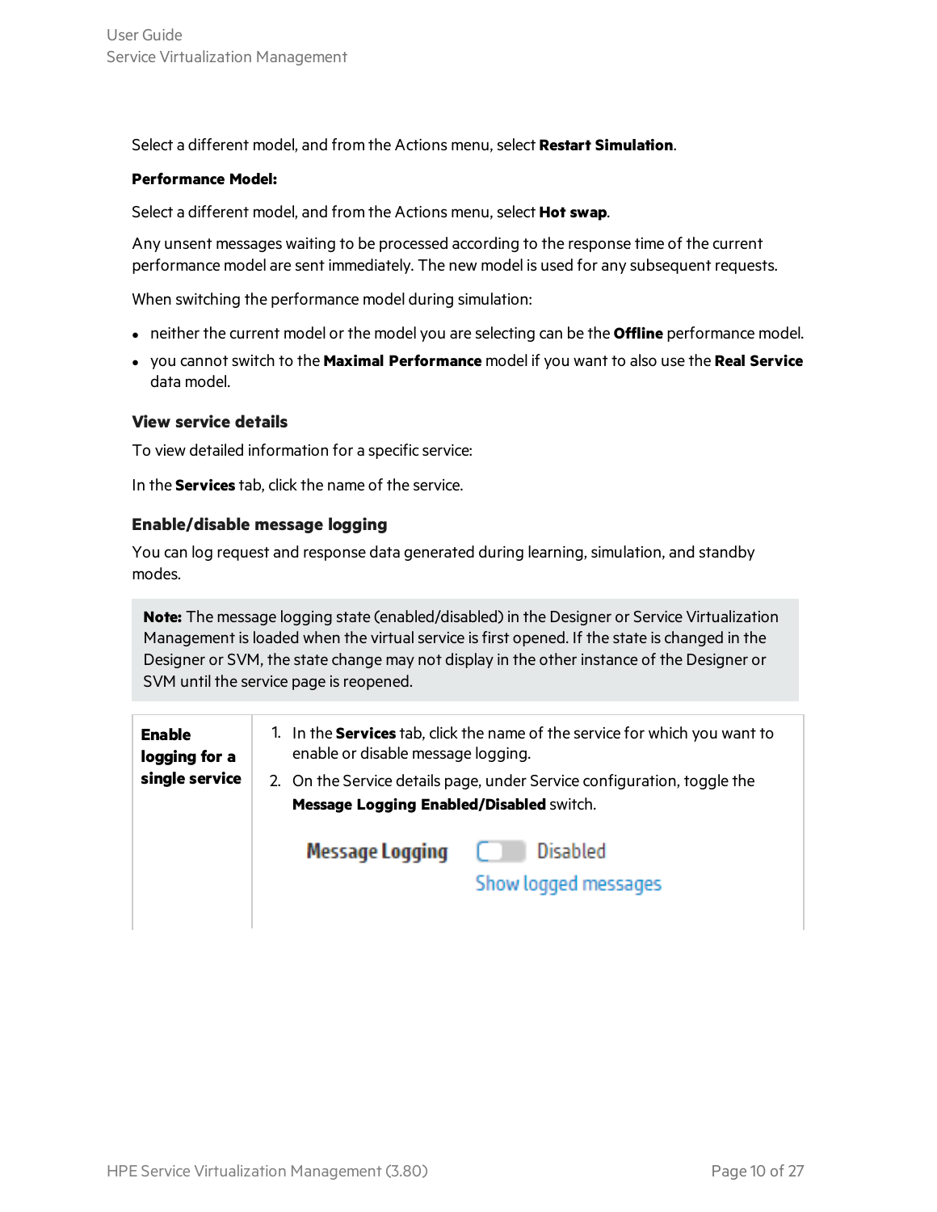Select a different model, and from the Actions menu, select **Restart Simulation**.

**Performance Model:**

Select a different model, and from the Actions menu, select **Hot swap**.

Any unsent messages waiting to be processed according to the response time of the current performance model are sent immediately. The new model is used for any subsequent requests.

When switching the performance model during simulation:

- neither the current model or the model you are selecting can be the **Offline** performance model.
- you cannot switch to the **Maximal Performance** model if you want to also use the **Real Service** data model.

### View service details

To view detailed information for a specific service:

In the **Services** tab, click the name of the service.

### Enable/disable message logging

You can log request and response data generated during learning, simulation, and standby modes.

> **Note:** The message logging state (enabled/disabled) in the Designer or Service Virtualization Management is loaded when the virtual service is first opened. If the state is changed in the Designer or SVM, the state change may not display in the other instance of the Designer or SVM until the service page is reopened.

| | |
|---|---|
| **Enable logging for a single service** | 1. In the **Services** tab, click the name of the service for which you want to enable or disable message logging.<br>2. On the Service details page, under Service configuration, toggle the **Message Logging Enabled/Disabled** switch.<br><br>Message Logging Disabled<br>Show logged messages |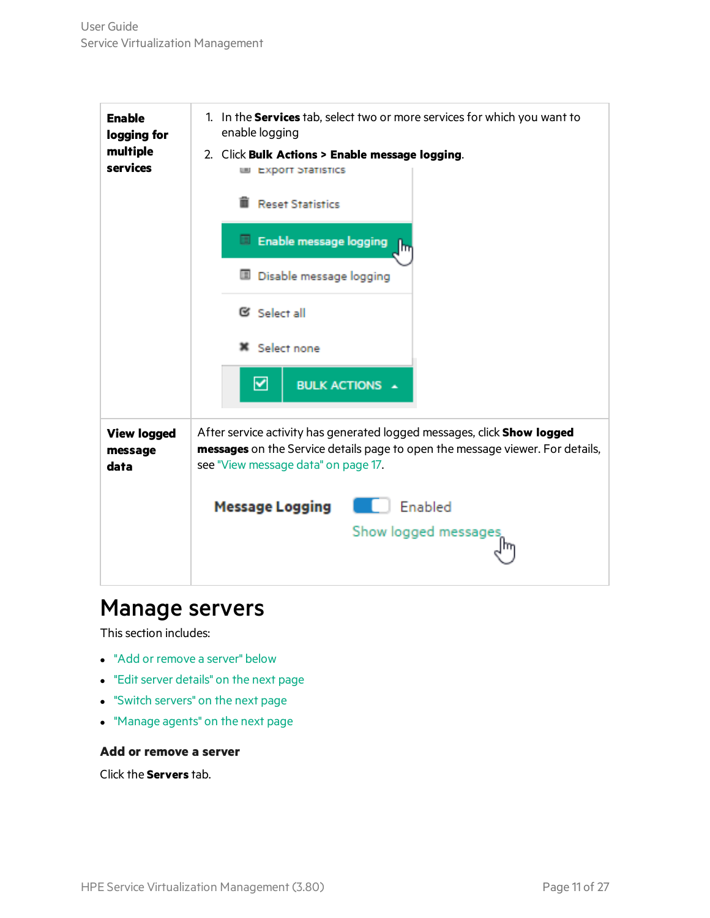| | |
|---|---|
| **Enable logging for multiple services** | 1. In the **Services** tab, select two or more services for which you want to enable logging<br>2. Click **Bulk Actions > Enable message logging**. |
| **View logged message data** | After service activity has generated logged messages, click **Show logged messages** on the Service details page to open the message viewer. For details, see "View message data" on page 17. |

# Manage servers

This section includes:

- "Add or remove a server" below
- "Edit server details" on the next page
- "Switch servers" on the next page
- "Manage agents" on the next page

### Add or remove a server

Click the **Servers** tab.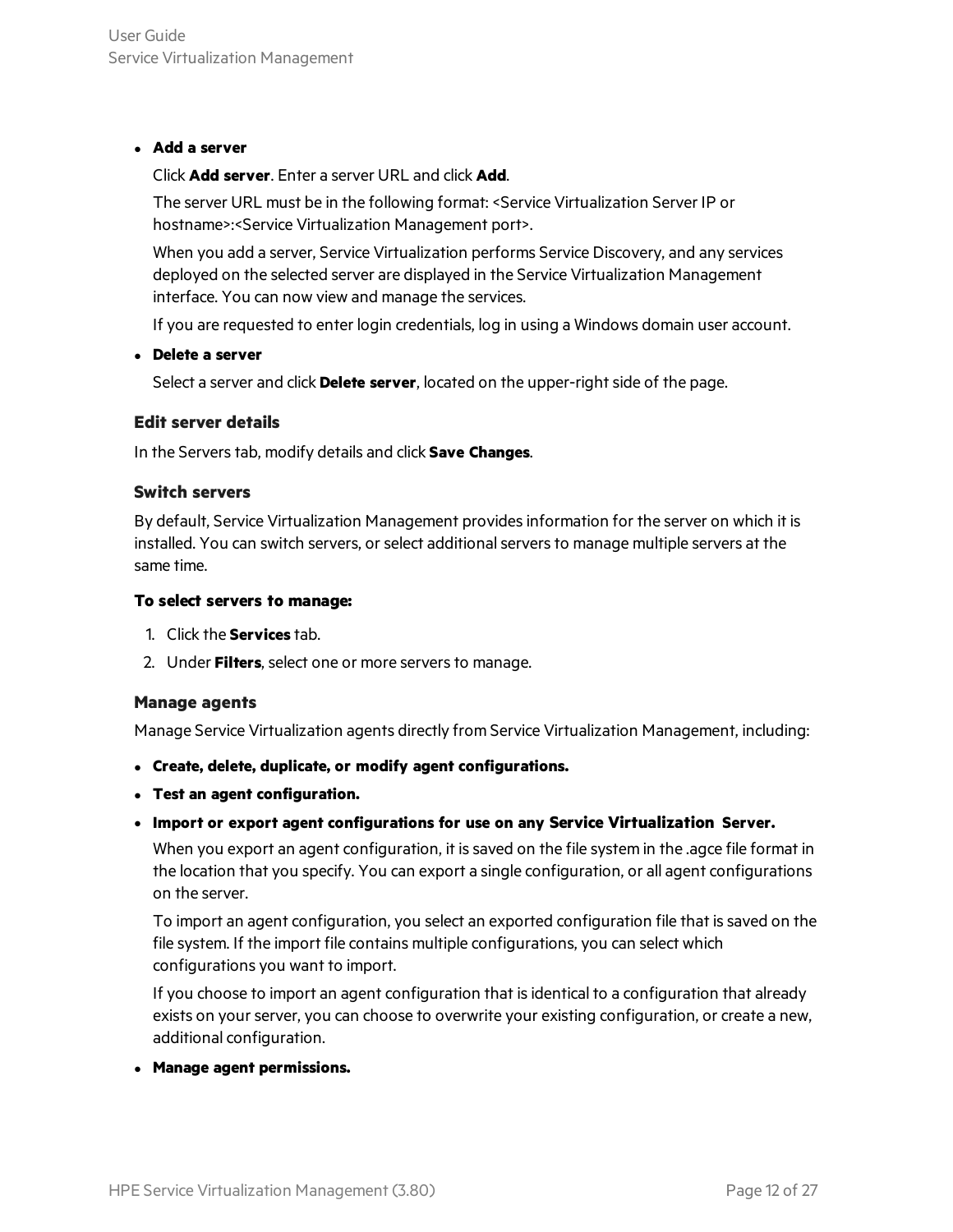- **Add a server**

  Click **Add server**. Enter a server URL and click **Add**.

  The server URL must be in the following format: <Service Virtualization Server IP or hostname>:<Service Virtualization Management port>.

  When you add a server, Service Virtualization performs Service Discovery, and any services deployed on the selected server are displayed in the Service Virtualization Management interface. You can now view and manage the services.

  If you are requested to enter login credentials, log in using a Windows domain user account.

- **Delete a server**

  Select a server and click **Delete server**, located on the upper-right side of the page.

### Edit server details

In the Servers tab, modify details and click **Save Changes**.

### Switch servers

By default, Service Virtualization Management provides information for the server on which it is installed. You can switch servers, or select additional servers to manage multiple servers at the same time.

**To select servers to manage:**

1. Click the **Services** tab.
2. Under **Filters**, select one or more servers to manage.

### Manage agents

Manage Service Virtualization agents directly from Service Virtualization Management, including:

- **Create, delete, duplicate, or modify agent configurations.**
- **Test an agent configuration.**
- **Import or export agent configurations for use on any Service Virtualization Server.**

  When you export an agent configuration, it is saved on the file system in the .agce file format in the location that you specify. You can export a single configuration, or all agent configurations on the server.

  To import an agent configuration, you select an exported configuration file that is saved on the file system. If the import file contains multiple configurations, you can select which configurations you want to import.

  If you choose to import an agent configuration that is identical to a configuration that already exists on your server, you can choose to overwrite your existing configuration, or create a new, additional configuration.

- **Manage agent permissions.**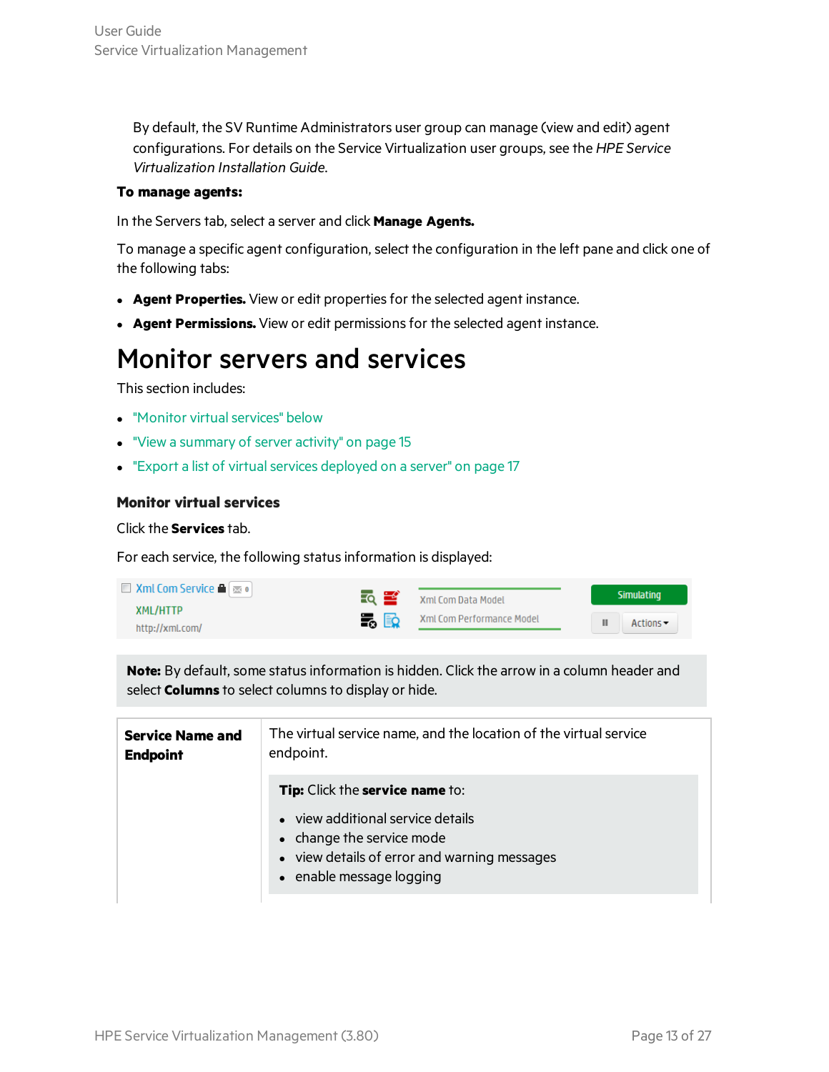By default, the SV Runtime Administrators user group can manage (view and edit) agent configurations. For details on the Service Virtualization user groups, see the *HPE Service Virtualization Installation Guide*.

**To manage agents:**

In the Servers tab, select a server and click **Manage Agents.**

To manage a specific agent configuration, select the configuration in the left pane and click one of the following tabs:

- **Agent Properties.** View or edit properties for the selected agent instance.
- **Agent Permissions.** View or edit permissions for the selected agent instance.

# Monitor servers and services

This section includes:

- "Monitor virtual services" below
- "View a summary of server activity" on page 15
- "Export a list of virtual services deployed on a server" on page 17

### Monitor virtual services

Click the **Services** tab.

For each service, the following status information is displayed:

> **Note:** By default, some status information is hidden. Click the arrow in a column header and select **Columns** to select columns to display or hide.

| **Service Name and Endpoint** | The virtual service name, and the location of the virtual service endpoint.<br><br>**Tip:** Click the **service name** to:<br>• view additional service details<br>• change the service mode<br>• view details of error and warning messages<br>• enable message logging |
|---|---|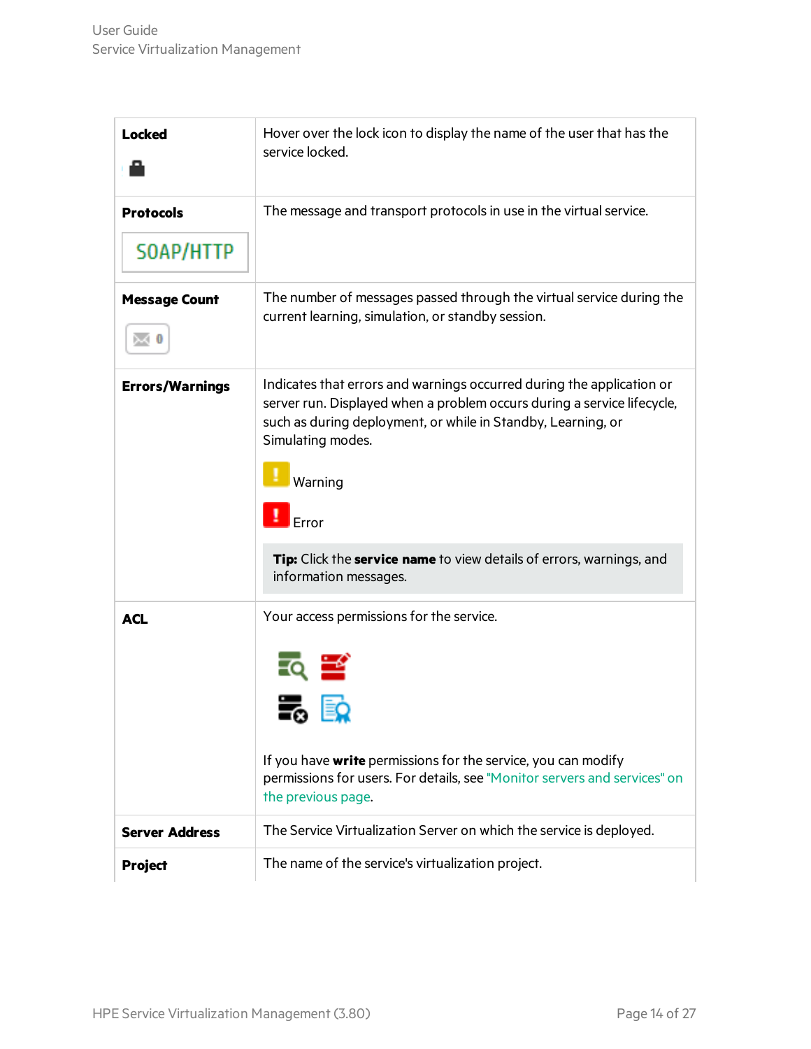| | |
|---|---|
| **Locked** | Hover over the lock icon to display the name of the user that has the service locked. |
| **Protocols**<br>SOAP/HTTP | The message and transport protocols in use in the virtual service. |
| **Message Count** | The number of messages passed through the virtual service during the current learning, simulation, or standby session. |
| **Errors/Warnings** | Indicates that errors and warnings occurred during the application or server run. Displayed when a problem occurs during a service lifecycle, such as during deployment, or while in Standby, Learning, or Simulating modes.<br><br>Warning<br><br>Error<br><br>**Tip:** Click the **service name** to view details of errors, warnings, and information messages. |
| **ACL** | Your access permissions for the service.<br><br>If you have **write** permissions for the service, you can modify permissions for users. For details, see "Monitor servers and services" on the previous page. |
| **Server Address** | The Service Virtualization Server on which the service is deployed. |
| **Project** | The name of the service's virtualization project. |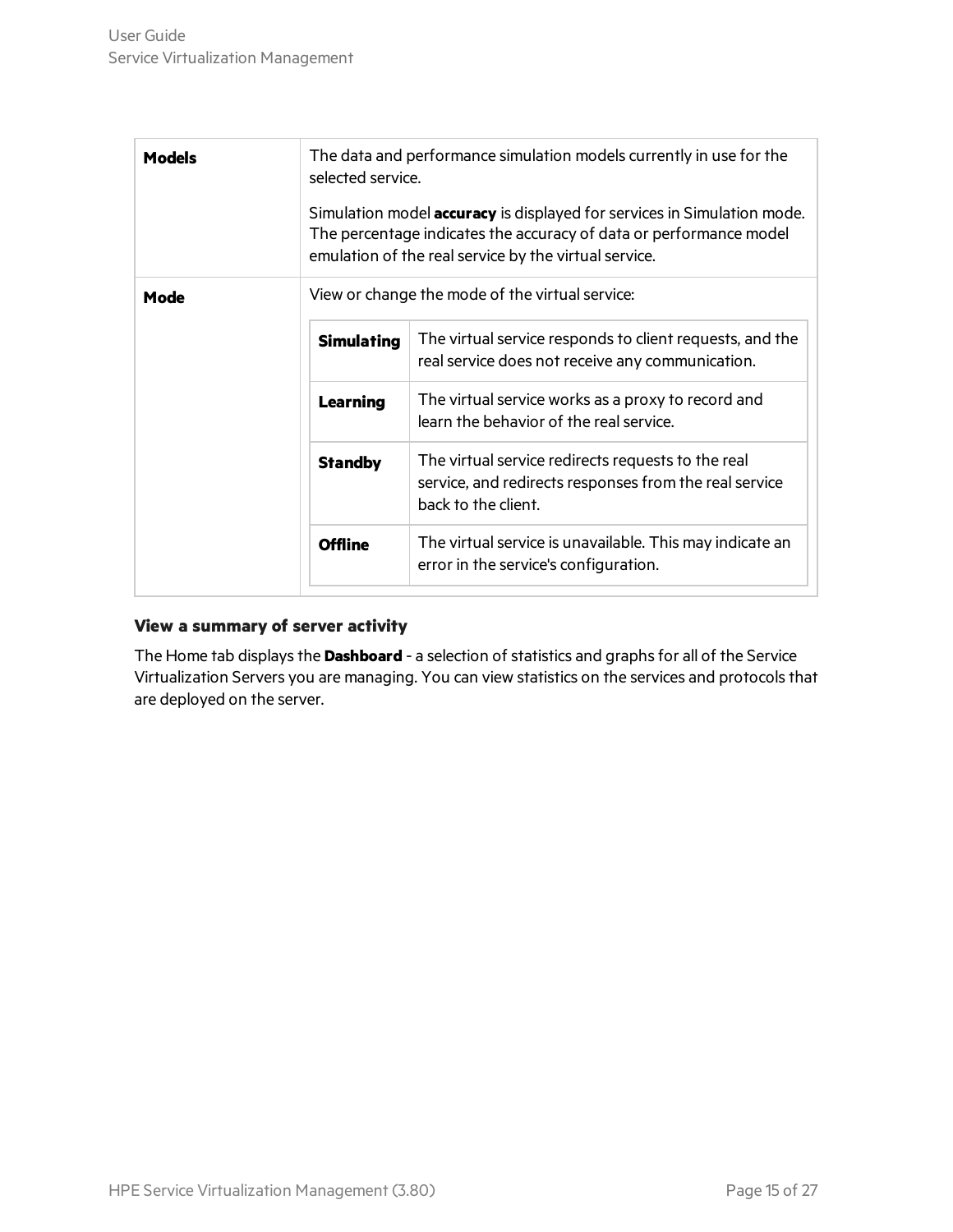| | |
|---|---|
| **Models** | The data and performance simulation models currently in use for the selected service.<br><br>Simulation model **accuracy** is displayed for services in Simulation mode. The percentage indicates the accuracy of data or performance model emulation of the real service by the virtual service. |
| **Mode** | View or change the mode of the virtual service:<br><br>**Simulating**: The virtual service responds to client requests, and the real service does not receive any communication.<br><br>**Learning**: The virtual service works as a proxy to record and learn the behavior of the real service.<br><br>**Standby**: The virtual service redirects requests to the real service, and redirects responses from the real service back to the client.<br><br>**Offline**: The virtual service is unavailable. This may indicate an error in the service's configuration. |

**View a summary of server activity**

The Home tab displays the **Dashboard** - a selection of statistics and graphs for all of the Service Virtualization Servers you are managing. You can view statistics on the services and protocols that are deployed on the server.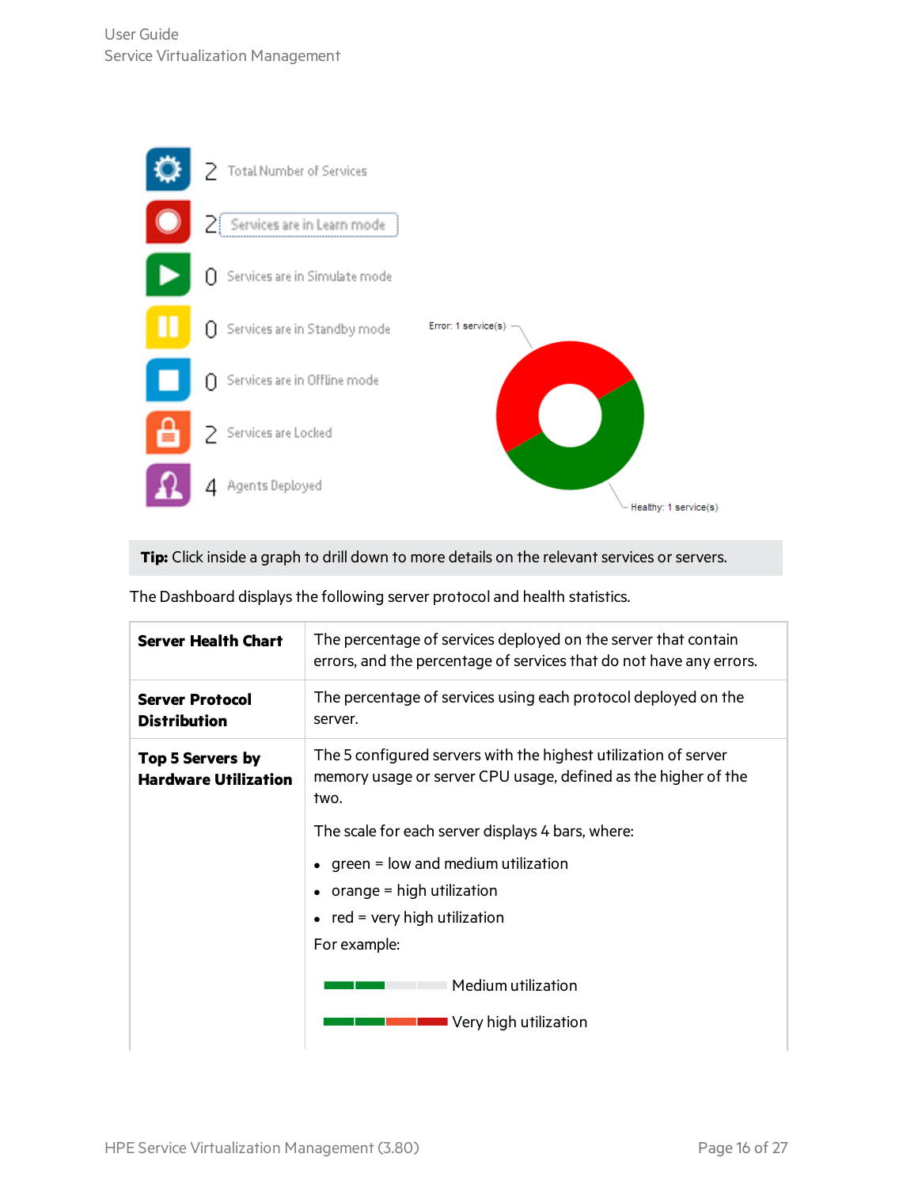**Tip:** Click inside a graph to drill down to more details on the relevant services or servers.

The Dashboard displays the following server protocol and health statistics.

| | |
|---|---|
| **Server Health Chart** | The percentage of services deployed on the server that contain errors, and the percentage of services that do not have any errors. |
| **Server Protocol Distribution** | The percentage of services using each protocol deployed on the server. |
| **Top 5 Servers by Hardware Utilization** | The 5 configured servers with the highest utilization of server memory usage or server CPU usage, defined as the higher of the two.<br><br>The scale for each server displays 4 bars, where:<br><br>• green = low and medium utilization<br>• orange = high utilization<br>• red = very high utilization<br><br>For example:<br><br>Medium utilization<br><br>Very high utilization |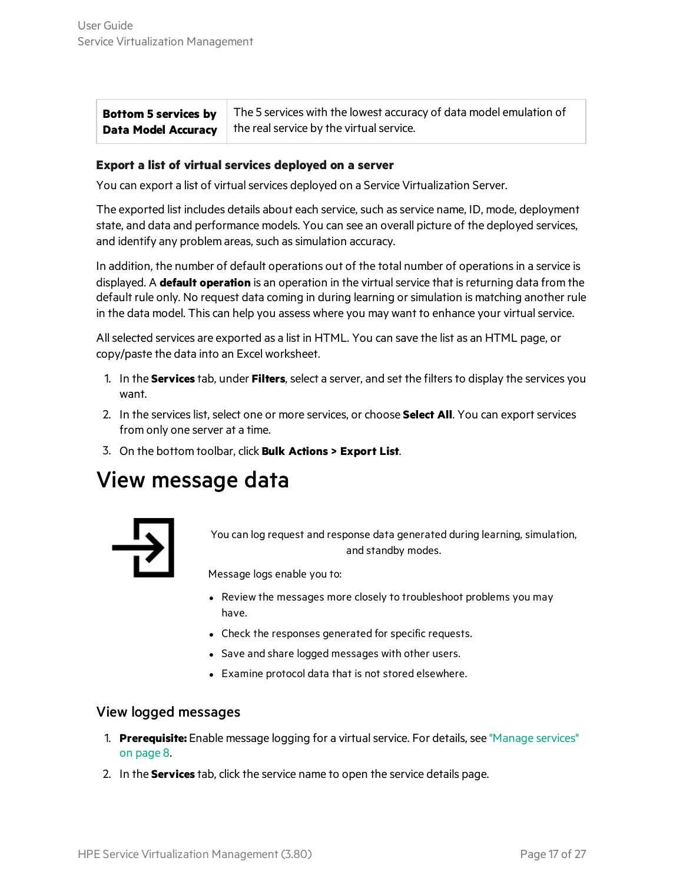| **Bottom 5 services by Data Model Accuracy** | The 5 services with the lowest accuracy of data model emulation of the real service by the virtual service. |
|---|---|

**Export a list of virtual services deployed on a server**

You can export a list of virtual services deployed on a Service Virtualization Server.

The exported list includes details about each service, such as service name, ID, mode, deployment state, and data and performance models. You can see an overall picture of the deployed services, and identify any problem areas, such as simulation accuracy.

In addition, the number of default operations out of the total number of operations in a service is displayed. A **default operation** is an operation in the virtual service that is returning data from the default rule only. No request data coming in during learning or simulation is matching another rule in the data model. This can help you assess where you may want to enhance your virtual service.

All selected services are exported as a list in HTML. You can save the list as an HTML page, or copy/paste the data into an Excel worksheet.

1. In the **Services** tab, under **Filters**, select a server, and set the filters to display the services you want.
2. In the services list, select one or more services, or choose **Select All**. You can export services from only one server at a time.
3. On the bottom toolbar, click **Bulk Actions > Export List**.

# View message data

You can log request and response data generated during learning, simulation, and standby modes.

Message logs enable you to:

- Review the messages more closely to troubleshoot problems you may have.
- Check the responses generated for specific requests.
- Save and share logged messages with other users.
- Examine protocol data that is not stored elsewhere.

## View logged messages

1. **Prerequisite:** Enable message logging for a virtual service. For details, see "Manage services" on page 8.
2. In the **Services** tab, click the service name to open the service details page.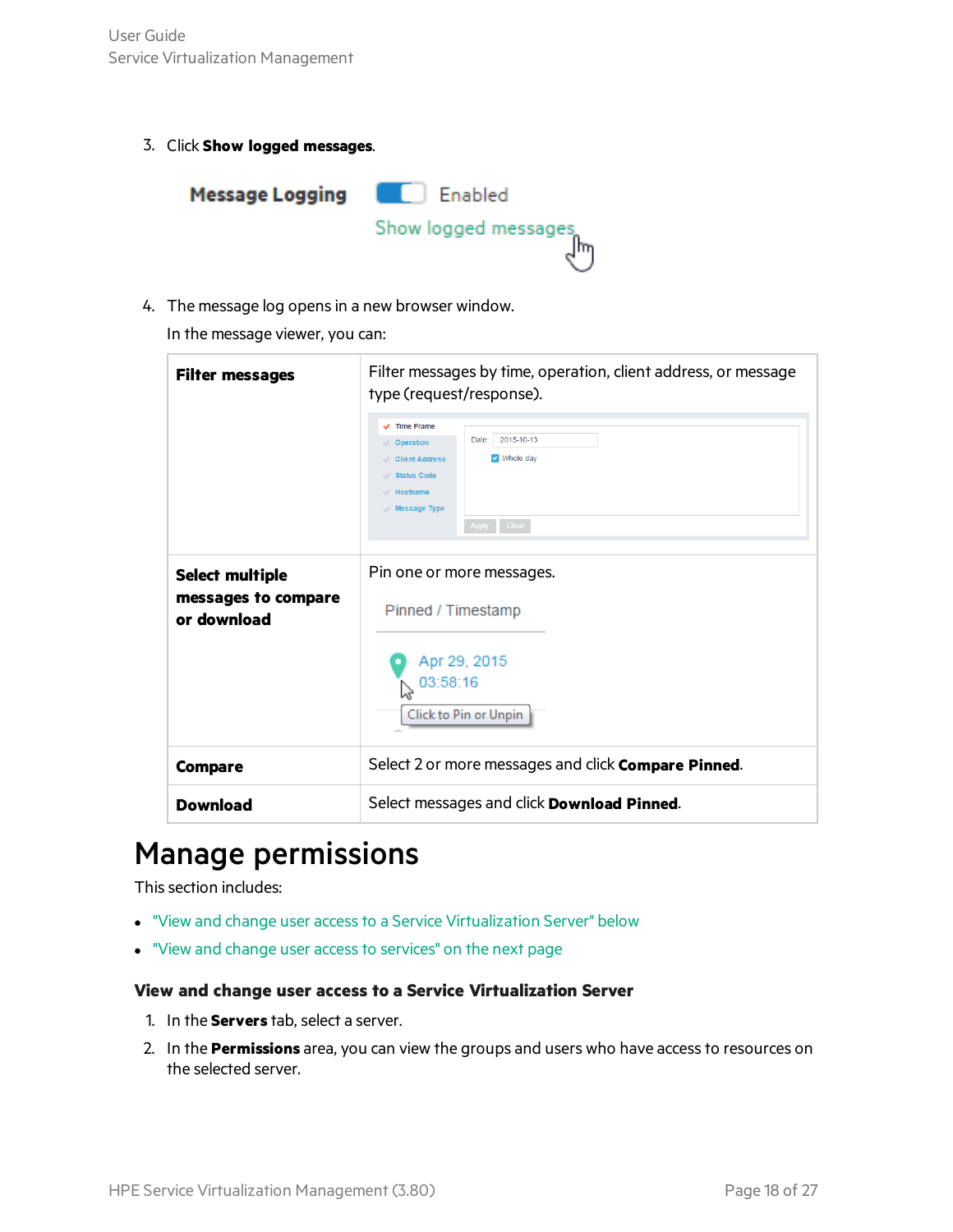3. Click **Show logged messages**.

4. The message log opens in a new browser window.

   In the message viewer, you can:

| | |
|---|---|
| **Filter messages** | Filter messages by time, operation, client address, or message type (request/response). |
| **Select multiple messages to compare or download** | Pin one or more messages. |
| **Compare** | Select 2 or more messages and click **Compare Pinned**. |
| **Download** | Select messages and click **Download Pinned**. |

# Manage permissions

This section includes:

- "View and change user access to a Service Virtualization Server" below
- "View and change user access to services" on the next page

### View and change user access to a Service Virtualization Server

1. In the **Servers** tab, select a server.
2. In the **Permissions** area, you can view the groups and users who have access to resources on the selected server.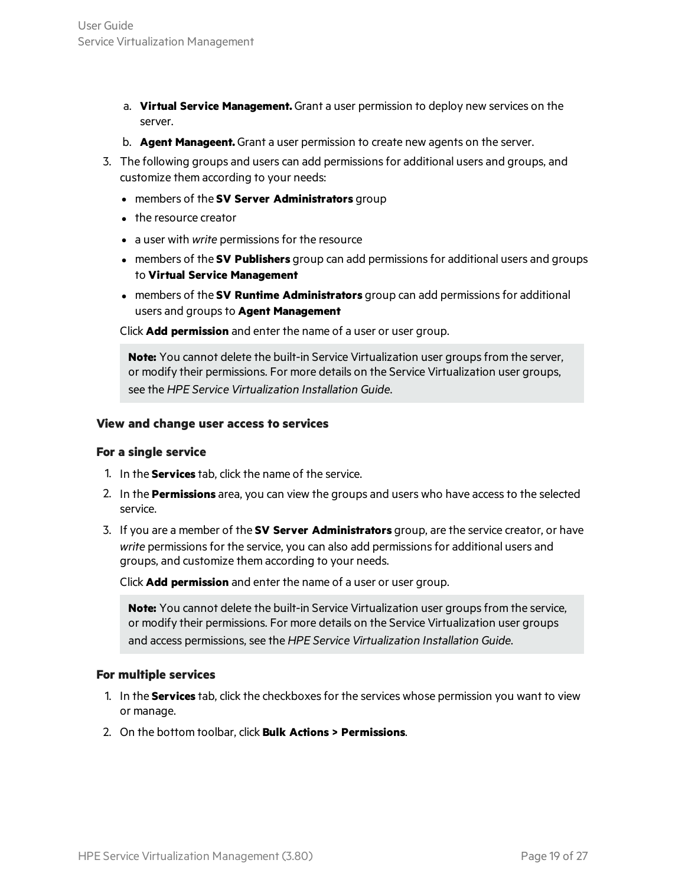a. **Virtual Service Management.** Grant a user permission to deploy new services on the server.
   b. **Agent Manageent.** Grant a user permission to create new agents on the server.

3. The following groups and users can add permissions for additional users and groups, and customize them according to your needs:

   - members of the **SV Server Administrators** group
   - the resource creator
   - a user with *write* permissions for the resource
   - members of the **SV Publishers** group can add permissions for additional users and groups to **Virtual Service Management**
   - members of the **SV Runtime Administrators** group can add permissions for additional users and groups to **Agent Management**

   Click **Add permission** and enter the name of a user or user group.

   > **Note:** You cannot delete the built-in Service Virtualization user groups from the server, or modify their permissions. For more details on the Service Virtualization user groups, see the *HPE Service Virtualization Installation Guide*.

#### View and change user access to services

#### For a single service

1. In the **Services** tab, click the name of the service.
2. In the **Permissions** area, you can view the groups and users who have access to the selected service.
3. If you are a member of the **SV Server Administrators** group, are the service creator, or have *write* permissions for the service, you can also add permissions for additional users and groups, and customize them according to your needs.

   Click **Add permission** and enter the name of a user or user group.

   > **Note:** You cannot delete the built-in Service Virtualization user groups from the service, or modify their permissions. For more details on the Service Virtualization user groups and access permissions, see the *HPE Service Virtualization Installation Guide*.

#### For multiple services

1. In the **Services** tab, click the checkboxes for the services whose permission you want to view or manage.
2. On the bottom toolbar, click **Bulk Actions > Permissions**.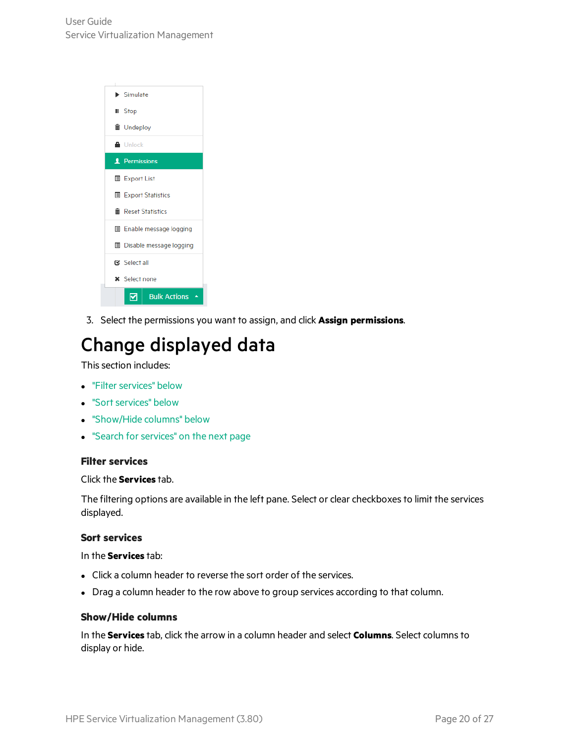3. Select the permissions you want to assign, and click **Assign permissions**.

# Change displayed data

This section includes:

- "Filter services" below
- "Sort services" below
- "Show/Hide columns" below
- "Search for services" on the next page

### Filter services

Click the **Services** tab.

The filtering options are available in the left pane. Select or clear checkboxes to limit the services displayed.

### Sort services

In the **Services** tab:

- Click a column header to reverse the sort order of the services.
- Drag a column header to the row above to group services according to that column.

### Show/Hide columns

In the **Services** tab, click the arrow in a column header and select **Columns**. Select columns to display or hide.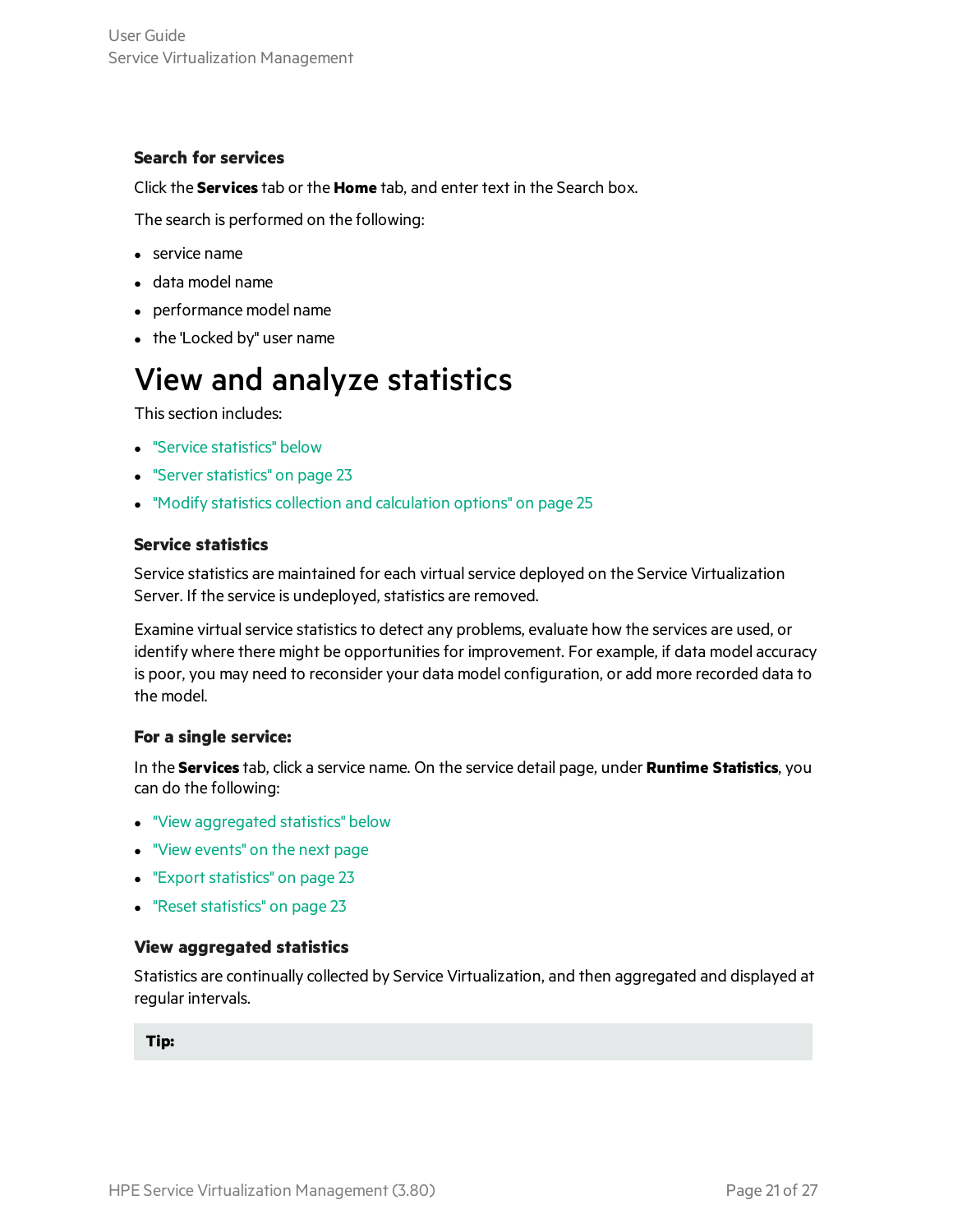#### Search for services

Click the **Services** tab or the **Home** tab, and enter text in the Search box.

The search is performed on the following:

- service name
- data model name
- performance model name
- the 'Locked by" user name

# View and analyze statistics

This section includes:

- "Service statistics" below
- "Server statistics" on page 23
- "Modify statistics collection and calculation options" on page 25

#### Service statistics

Service statistics are maintained for each virtual service deployed on the Service Virtualization Server. If the service is undeployed, statistics are removed.

Examine virtual service statistics to detect any problems, evaluate how the services are used, or identify where there might be opportunities for improvement. For example, if data model accuracy is poor, you may need to reconsider your data model configuration, or add more recorded data to the model.

#### For a single service:

In the **Services** tab, click a service name. On the service detail page, under **Runtime Statistics**, you can do the following:

- "View aggregated statistics" below
- "View events" on the next page
- "Export statistics" on page 23
- "Reset statistics" on page 23

#### View aggregated statistics

Statistics are continually collected by Service Virtualization, and then aggregated and displayed at regular intervals.

**Tip:**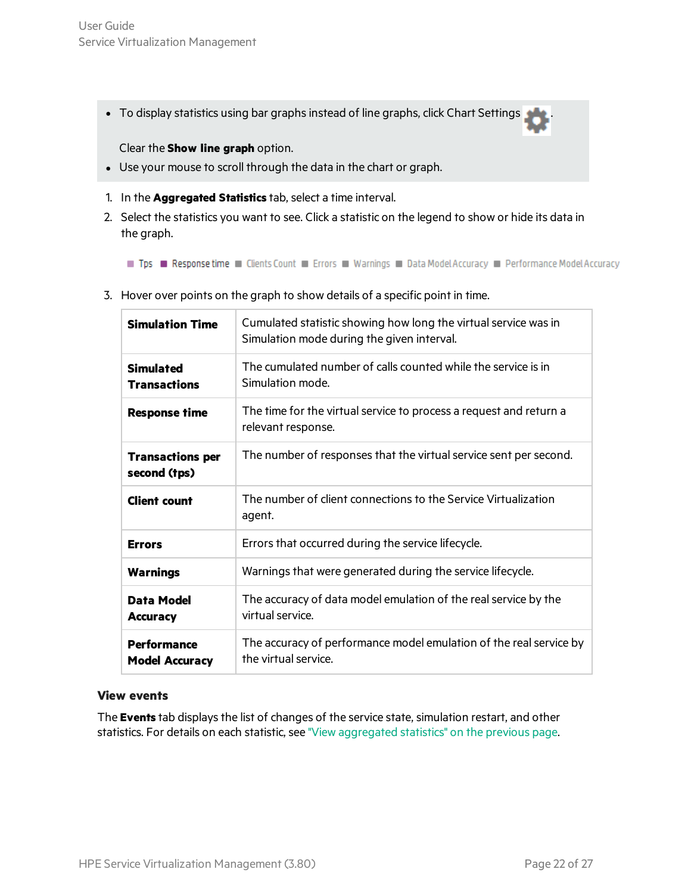- To display statistics using bar graphs instead of line graphs, click Chart Settings .

  Clear the **Show line graph** option.
- Use your mouse to scroll through the data in the chart or graph.

1. In the **Aggregated Statistics** tab, select a time interval.
2. Select the statistics you want to see. Click a statistic on the legend to show or hide its data in the graph.

   ■ Tps ■ Response time ■ Clients Count ■ Errors ■ Warnings ■ Data Model Accuracy ■ Performance Model Accuracy

3. Hover over points on the graph to show details of a specific point in time.

| | |
|---|---|
| **Simulation Time** | Cumulated statistic showing how long the virtual service was in Simulation mode during the given interval. |
| **Simulated Transactions** | The cumulated number of calls counted while the service is in Simulation mode. |
| **Response time** | The time for the virtual service to process a request and return a relevant response. |
| **Transactions per second (tps)** | The number of responses that the virtual service sent per second. |
| **Client count** | The number of client connections to the Service Virtualization agent. |
| **Errors** | Errors that occurred during the service lifecycle. |
| **Warnings** | Warnings that were generated during the service lifecycle. |
| **Data Model Accuracy** | The accuracy of data model emulation of the real service by the virtual service. |
| **Performance Model Accuracy** | The accuracy of performance model emulation of the real service by the virtual service. |

### View events

The **Events** tab displays the list of changes of the service state, simulation restart, and other statistics. For details on each statistic, see "View aggregated statistics" on the previous page.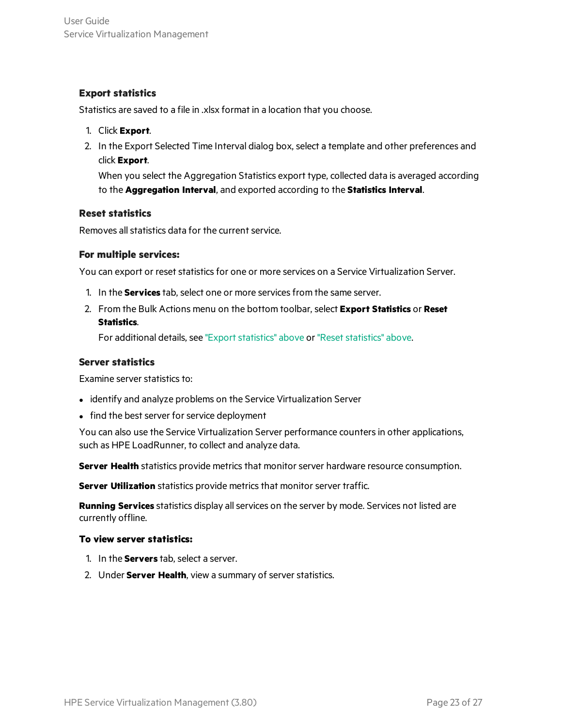### Export statistics

Statistics are saved to a file in .xlsx format in a location that you choose.

1. Click **Export**.
2. In the Export Selected Time Interval dialog box, select a template and other preferences and click **Export**.

   When you select the Aggregation Statistics export type, collected data is averaged according to the **Aggregation Interval**, and exported according to the **Statistics Interval**.

### Reset statistics

Removes all statistics data for the current service.

#### For multiple services:

You can export or reset statistics for one or more services on a Service Virtualization Server.

1. In the **Services** tab, select one or more services from the same server.
2. From the Bulk Actions menu on the bottom toolbar, select **Export Statistics** or **Reset Statistics**.

   For additional details, see "Export statistics" above or "Reset statistics" above.

### Server statistics

Examine server statistics to:

- identify and analyze problems on the Service Virtualization Server
- find the best server for service deployment

You can also use the Service Virtualization Server performance counters in other applications, such as HPE LoadRunner, to collect and analyze data.

**Server Health** statistics provide metrics that monitor server hardware resource consumption.

**Server Utilization** statistics provide metrics that monitor server traffic.

**Running Services** statistics display all services on the server by mode. Services not listed are currently offline.

#### To view server statistics:

1. In the **Servers** tab, select a server.
2. Under **Server Health**, view a summary of server statistics.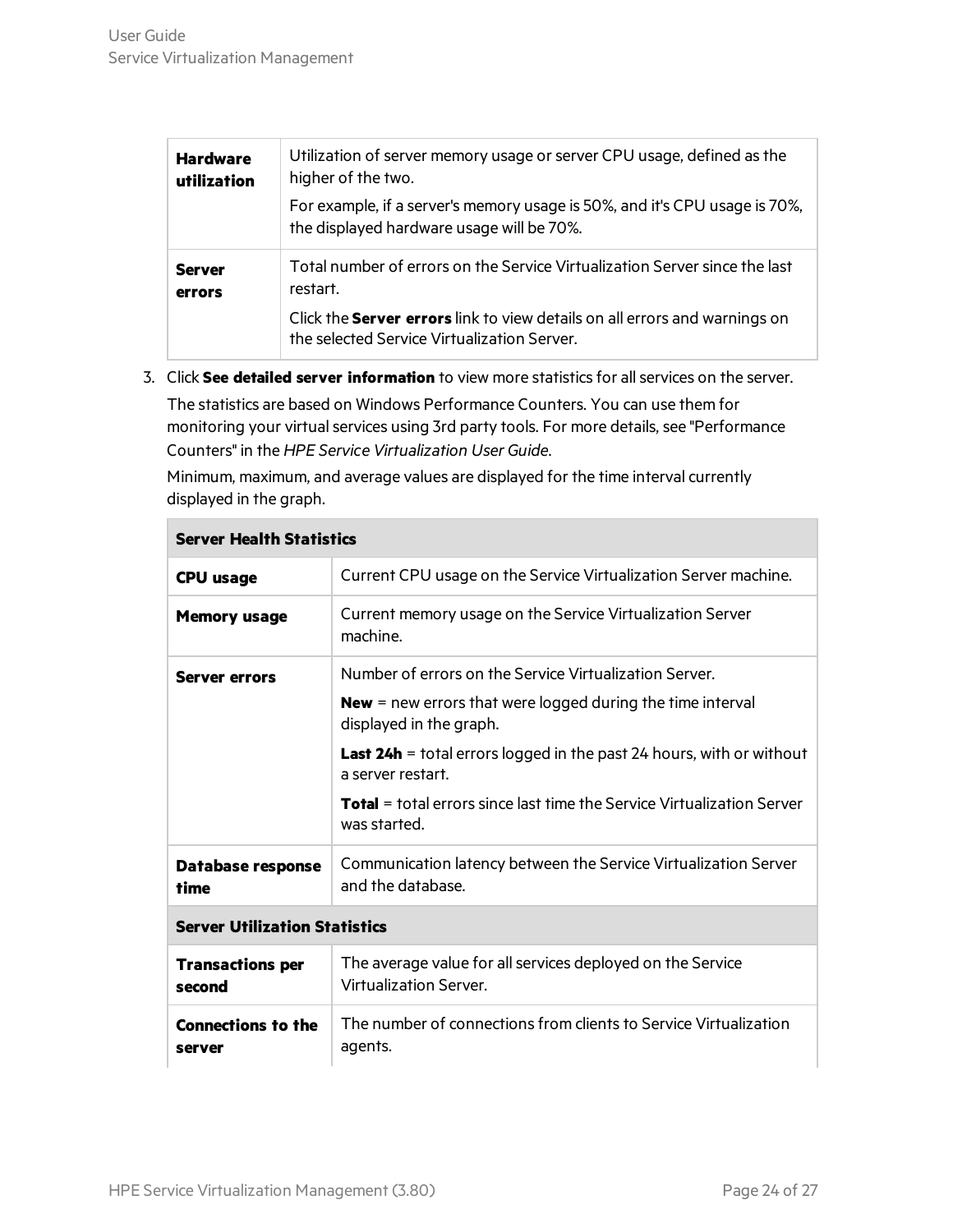| **Hardware utilization** | Utilization of server memory usage or server CPU usage, defined as the higher of the two.<br>For example, if a server's memory usage is 50%, and it's CPU usage is 70%, the displayed hardware usage will be 70%. |
|---|---|
| **Server errors** | Total number of errors on the Service Virtualization Server since the last restart.<br>Click the **Server errors** link to view details on all errors and warnings on the selected Service Virtualization Server. |

3. Click **See detailed server information** to view more statistics for all services on the server.

   The statistics are based on Windows Performance Counters. You can use them for monitoring your virtual services using 3rd party tools. For more details, see "Performance Counters" in the *HPE Service Virtualization User Guide*.

   Minimum, maximum, and average values are displayed for the time interval currently displayed in the graph.

| **Server Health Statistics** | |
|---|---|
| **CPU usage** | Current CPU usage on the Service Virtualization Server machine. |
| **Memory usage** | Current memory usage on the Service Virtualization Server machine. |
| **Server errors** | Number of errors on the Service Virtualization Server.<br>**New** = new errors that were logged during the time interval displayed in the graph.<br>**Last 24h** = total errors logged in the past 24 hours, with or without a server restart.<br>**Total** = total errors since last time the Service Virtualization Server was started. |
| **Database response time** | Communication latency between the Service Virtualization Server and the database. |
| **Server Utilization Statistics** | |
| **Transactions per second** | The average value for all services deployed on the Service Virtualization Server. |
| **Connections to the server** | The number of connections from clients to Service Virtualization agents. |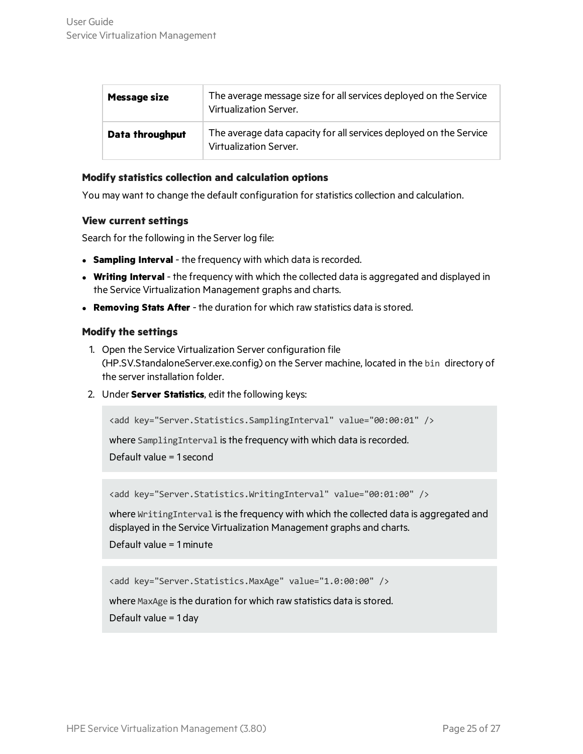| **Message size** | The average message size for all services deployed on the Service Virtualization Server. |
|---|---|
| **Data throughput** | The average data capacity for all services deployed on the Service Virtualization Server. |

### Modify statistics collection and calculation options

You may want to change the default configuration for statistics collection and calculation.

#### View current settings

Search for the following in the Server log file:

- **Sampling Interval** - the frequency with which data is recorded.
- **Writing Interval** - the frequency with which the collected data is aggregated and displayed in the Service Virtualization Management graphs and charts.
- **Removing Stats After** - the duration for which raw statistics data is stored.

#### Modify the settings

1. Open the Service Virtualization Server configuration file (HP.SV.StandaloneServer.exe.config) on the Server machine, located in the `bin` directory of the server installation folder.
2. Under **Server Statistics**, edit the following keys:

   ```
   <add key="Server.Statistics.SamplingInterval" value="00:00:01" />
   ```

   where `SamplingInterval` is the frequency with which data is recorded.
   Default value = 1 second

   ```
   <add key="Server.Statistics.WritingInterval" value="00:01:00" />
   ```

   where `WritingInterval` is the frequency with which the collected data is aggregated and displayed in the Service Virtualization Management graphs and charts.
   Default value = 1 minute

   ```
   <add key="Server.Statistics.MaxAge" value="1.0:00:00" />
   ```

   where `MaxAge` is the duration for which raw statistics data is stored.
   Default value = 1 day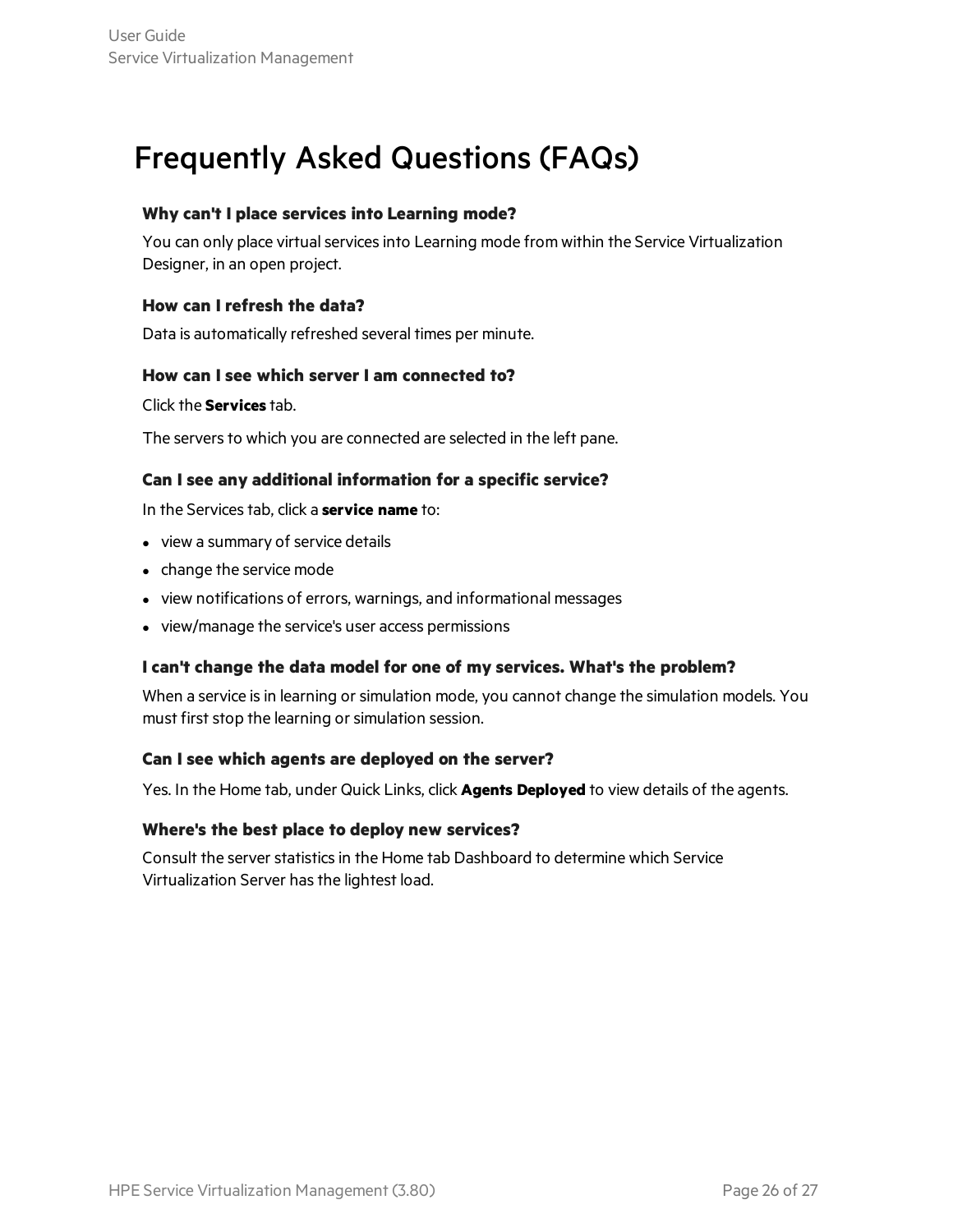# Frequently Asked Questions (FAQs)

### Why can't I place services into Learning mode?

You can only place virtual services into Learning mode from within the Service Virtualization Designer, in an open project.

### How can I refresh the data?

Data is automatically refreshed several times per minute.

### How can I see which server I am connected to?

Click the **Services** tab.

The servers to which you are connected are selected in the left pane.

### Can I see any additional information for a specific service?

In the Services tab, click a **service name** to:

- view a summary of service details
- change the service mode
- view notifications of errors, warnings, and informational messages
- view/manage the service's user access permissions

### I can't change the data model for one of my services. What's the problem?

When a service is in learning or simulation mode, you cannot change the simulation models. You must first stop the learning or simulation session.

### Can I see which agents are deployed on the server?

Yes. In the Home tab, under Quick Links, click **Agents Deployed** to view details of the agents.

### Where's the best place to deploy new services?

Consult the server statistics in the Home tab Dashboard to determine which Service Virtualization Server has the lightest load.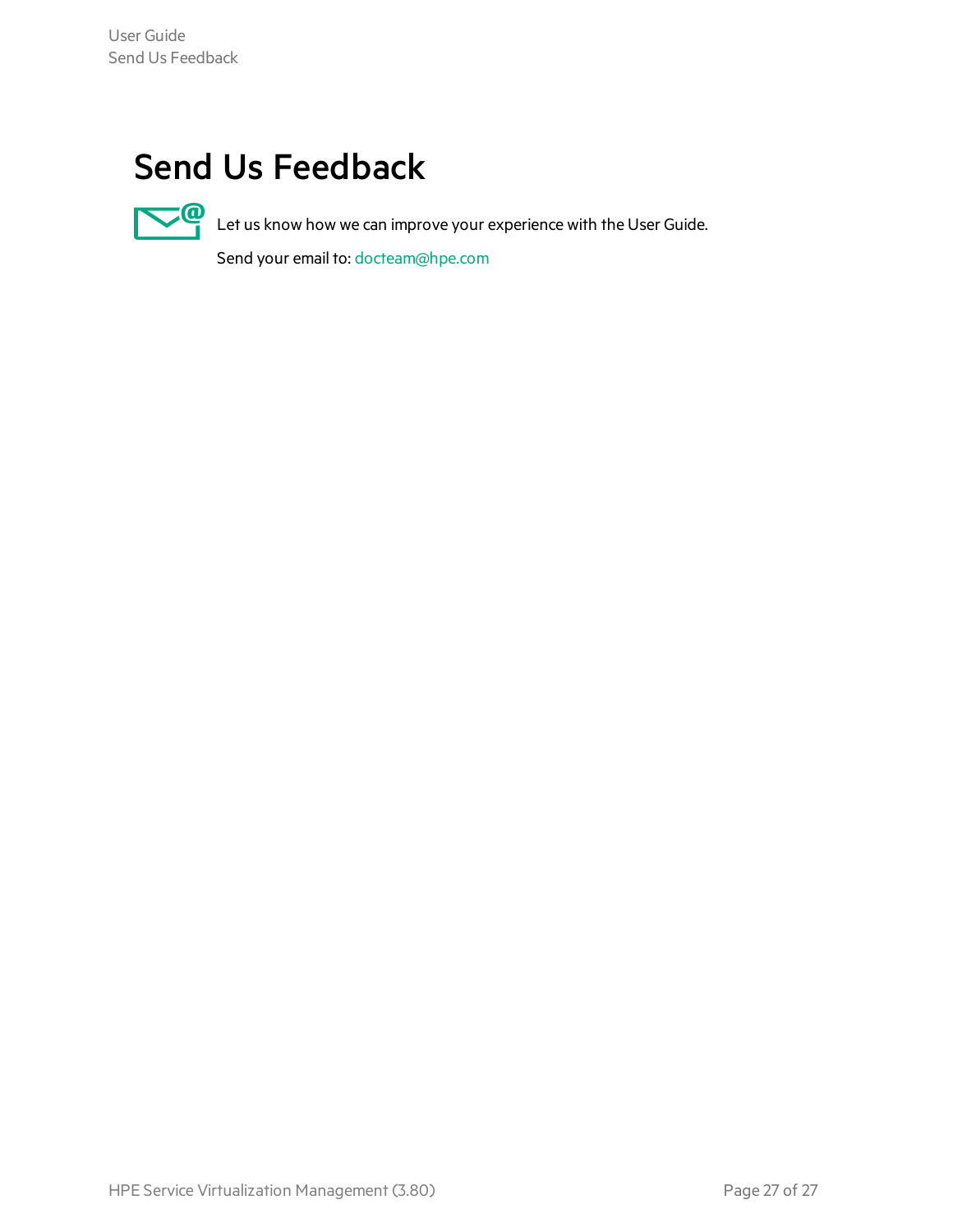# Send Us Feedback

Let us know how we can improve your experience with the User Guide.

Send your email to: docteam@hpe.com